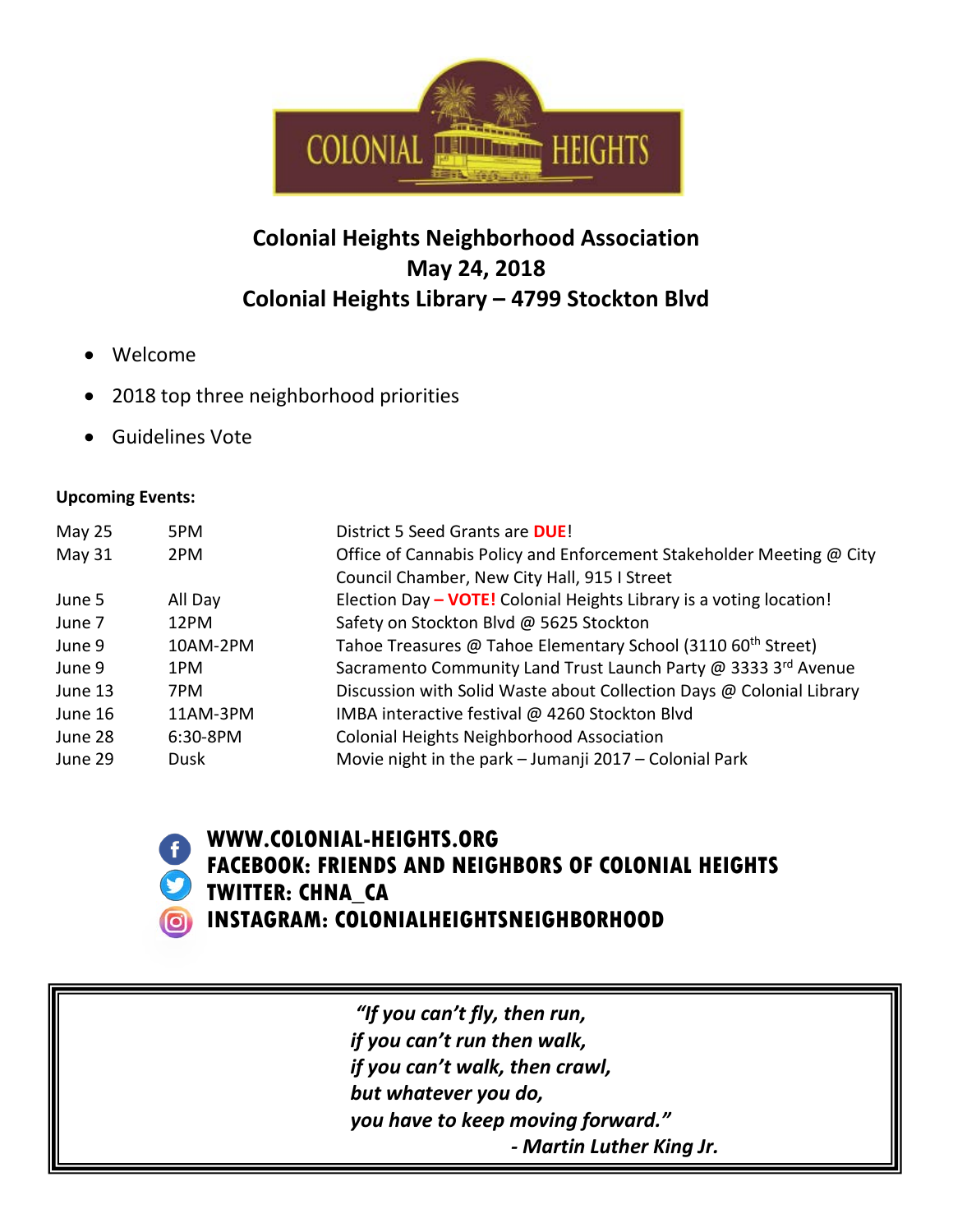# Colonial Heights Neighborhood Association
## May 24, 2018
## Colonial Heights Library – 4799 Stockton Blvd

- Welcome
- 2018 top three neighborhood priorities
- Guidelines Vote

**Upcoming Events:**

| | | |
|---|---|---|
| May 25 | 5PM | District 5 Seed Grants are **DUE**! |
| May 31 | 2PM | Office of Cannabis Policy and Enforcement Stakeholder Meeting @ City Council Chamber, New City Hall, 915 I Street |
| June 5 | All Day | Election Day **– VOTE!** Colonial Heights Library is a voting location! |
| June 7 | 12PM | Safety on Stockton Blvd @ 5625 Stockton |
| June 9 | 10AM-2PM | Tahoe Treasures @ Tahoe Elementary School (3110 60th Street) |
| June 9 | 1PM | Sacramento Community Land Trust Launch Party @ 3333 3rd Avenue |
| June 13 | 7PM | Discussion with Solid Waste about Collection Days @ Colonial Library |
| June 16 | 11AM-3PM | IMBA interactive festival @ 4260 Stockton Blvd |
| June 28 | 6:30-8PM | Colonial Heights Neighborhood Association |
| June 29 | Dusk | Movie night in the park – Jumanji 2017 – Colonial Park |

**WWW.COLONIAL-HEIGHTS.ORG**
**FACEBOOK: FRIENDS AND NEIGHBORS OF COLONIAL HEIGHTS**
**TWITTER: CHNA_CA**
**INSTAGRAM: COLONIALHEIGHTSNEIGHBORHOOD**

***"If you can't fly, then run,***
***if you can't run then walk,***
***if you can't walk, then crawl,***
***but whatever you do,***
***you have to keep moving forward."***
***- Martin Luther King Jr.***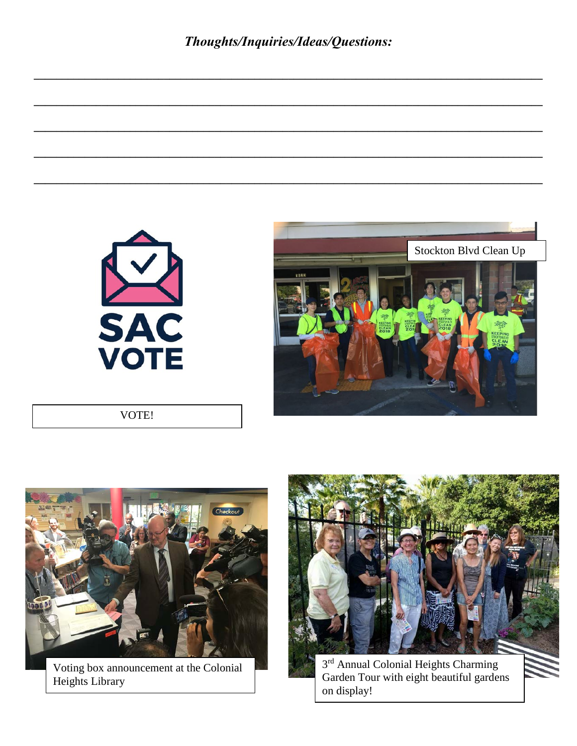***Thoughts/Inquiries/Ideas/Questions:***

\_\_\_\_\_\_\_\_\_\_\_\_\_\_\_\_\_\_\_\_\_\_\_\_\_\_\_\_\_\_\_\_\_\_\_\_\_\_\_\_\_\_\_\_\_\_\_\_\_\_\_\_\_\_\_\_\_\_\_\_\_\_\_\_\_\_\_\_\_\_

\_\_\_\_\_\_\_\_\_\_\_\_\_\_\_\_\_\_\_\_\_\_\_\_\_\_\_\_\_\_\_\_\_\_\_\_\_\_\_\_\_\_\_\_\_\_\_\_\_\_\_\_\_\_\_\_\_\_\_\_\_\_\_\_\_\_\_\_\_\_

\_\_\_\_\_\_\_\_\_\_\_\_\_\_\_\_\_\_\_\_\_\_\_\_\_\_\_\_\_\_\_\_\_\_\_\_\_\_\_\_\_\_\_\_\_\_\_\_\_\_\_\_\_\_\_\_\_\_\_\_\_\_\_\_\_\_\_\_\_\_

\_\_\_\_\_\_\_\_\_\_\_\_\_\_\_\_\_\_\_\_\_\_\_\_\_\_\_\_\_\_\_\_\_\_\_\_\_\_\_\_\_\_\_\_\_\_\_\_\_\_\_\_\_\_\_\_\_\_\_\_\_\_\_\_\_\_\_\_\_\_

\_\_\_\_\_\_\_\_\_\_\_\_\_\_\_\_\_\_\_\_\_\_\_\_\_\_\_\_\_\_\_\_\_\_\_\_\_\_\_\_\_\_\_\_\_\_\_\_\_\_\_\_\_\_\_\_\_\_\_\_\_\_\_\_\_\_\_\_\_\_

SAC VOTE

VOTE!

Stockton Blvd Clean Up

Voting box announcement at the Colonial Heights Library

3rd Annual Colonial Heights Charming Garden Tour with eight beautiful gardens on display!